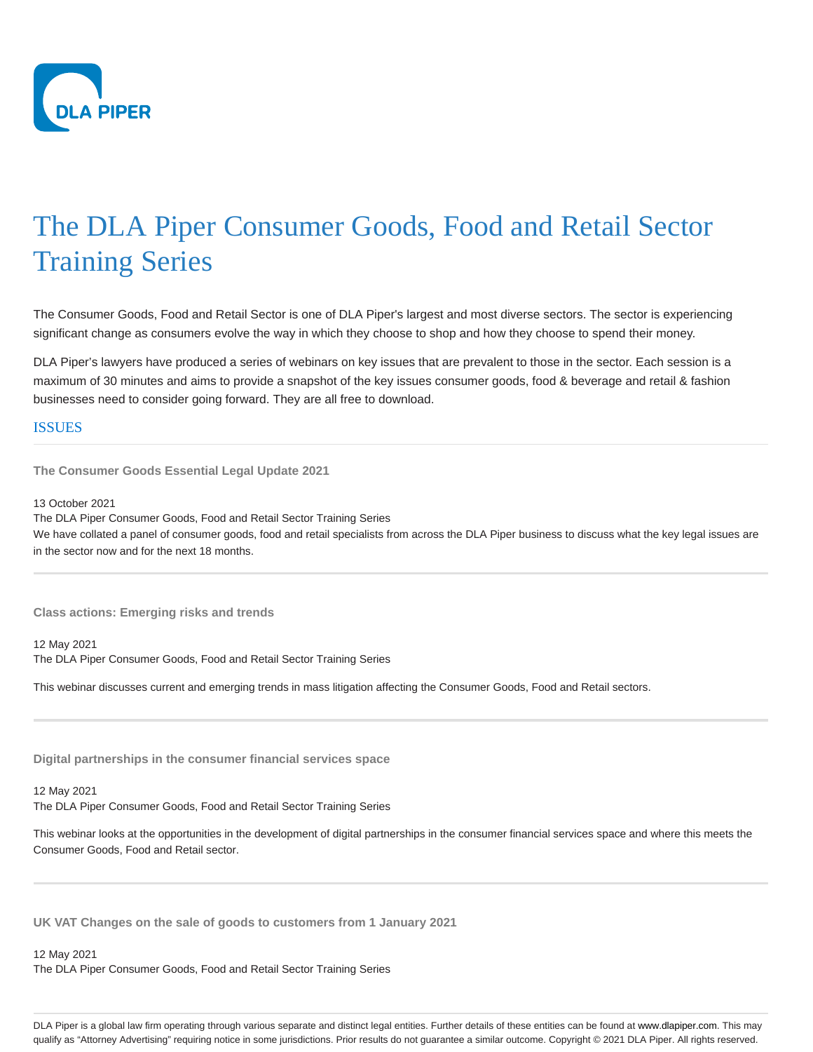# The DLA Piper Consumer Goods, Food and Retail Sector Training Series

The Consumer Goods, Food and Retail Sector is one of DLA Piper's largest and most diverse sectors. The sector is experiencing significant change as consumers evolve the way in which they choose to shop and how they choose to spend their money.

DLA Piper's lawyers have produced a series of webinars on key issues that are prevalent to those in the sector. Each session is a maximum of 30 minutes and aims to provide a snapshot of the key issues consumer goods, food & beverage and retail & fashion businesses need to consider going forward. They are all free to download.

## ISSUES

### The Consumer Goods Essential Legal Update 2021

13 October 2021
The DLA Piper Consumer Goods, Food and Retail Sector Training Series
We have collated a panel of consumer goods, food and retail specialists from across the DLA Piper business to discuss what the key legal issues are in the sector now and for the next 18 months.

### Class actions: Emerging risks and trends

12 May 2021
The DLA Piper Consumer Goods, Food and Retail Sector Training Series

This webinar discusses current and emerging trends in mass litigation affecting the Consumer Goods, Food and Retail sectors.

### Digital partnerships in the consumer financial services space

12 May 2021
The DLA Piper Consumer Goods, Food and Retail Sector Training Series

This webinar looks at the opportunities in the development of digital partnerships in the consumer financial services space and where this meets the Consumer Goods, Food and Retail sector.

### UK VAT Changes on the sale of goods to customers from 1 January 2021

12 May 2021
The DLA Piper Consumer Goods, Food and Retail Sector Training Series

DLA Piper is a global law firm operating through various separate and distinct legal entities. Further details of these entities can be found at www.dlapiper.com. This may qualify as "Attorney Advertising" requiring notice in some jurisdictions. Prior results do not guarantee a similar outcome. Copyright © 2021 DLA Piper. All rights reserved.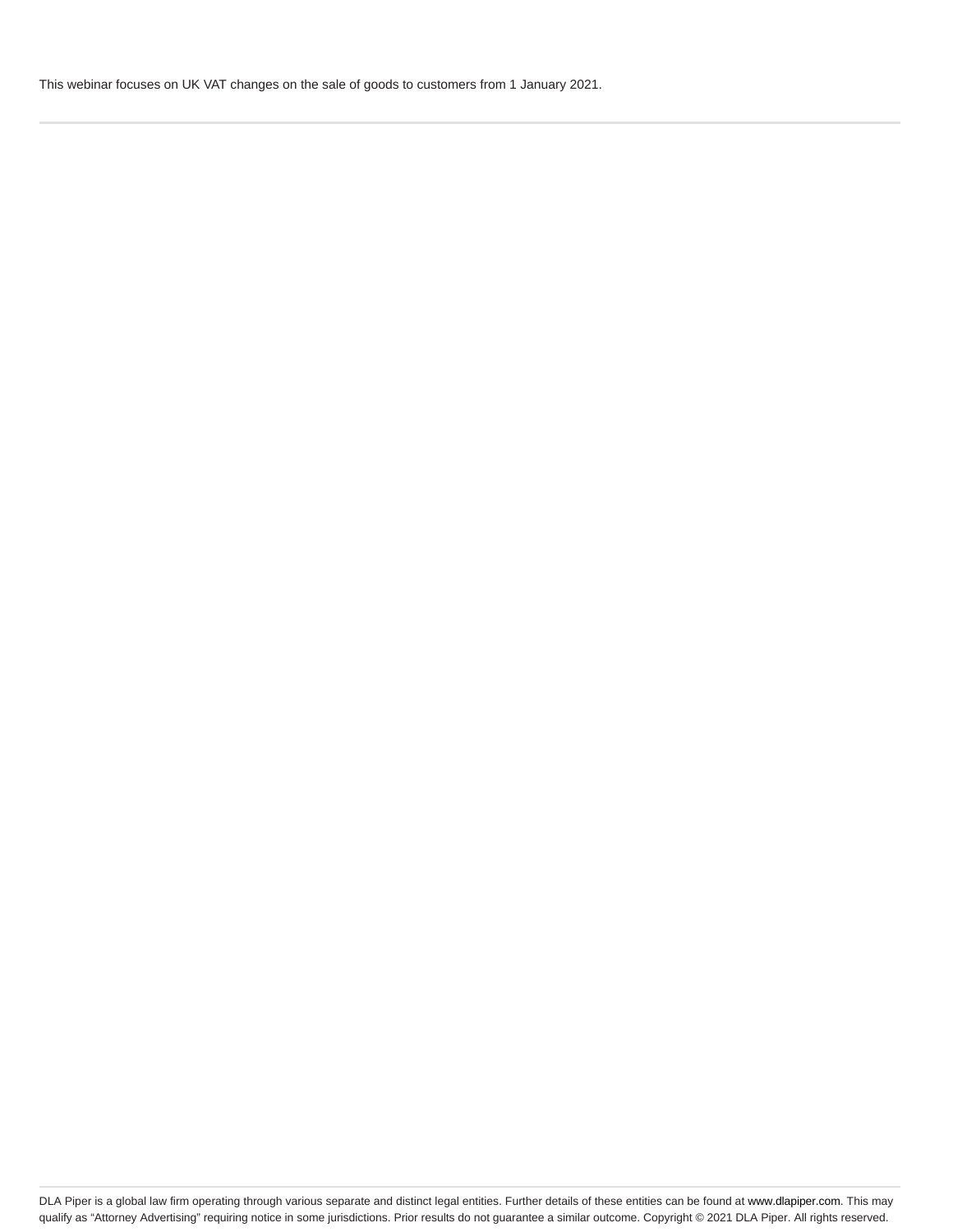This webinar focuses on UK VAT changes on the sale of goods to customers from 1 January 2021.